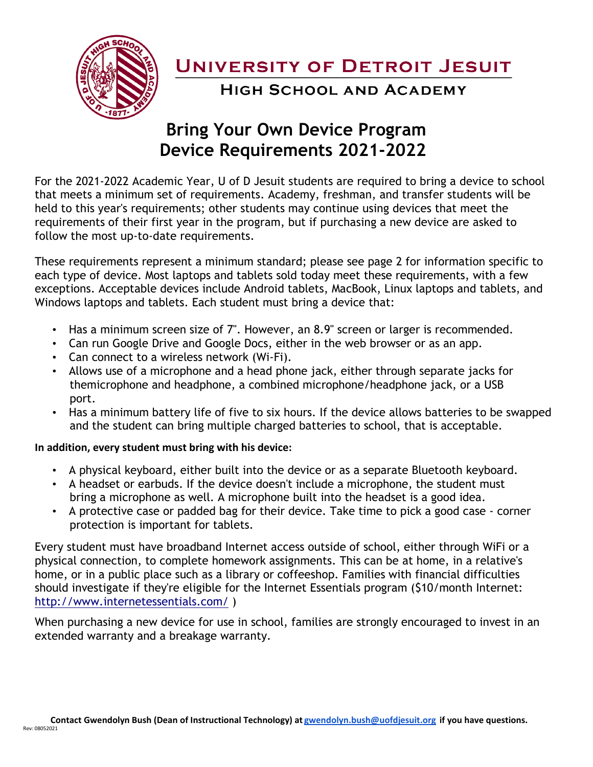# University of Detroit Jesuit

## High School and Academy

# Bring Your Own Device Program
# Device Requirements 2021-2022

For the 2021-2022 Academic Year, U of D Jesuit students are required to bring a device to school that meets a minimum set of requirements. Academy, freshman, and transfer students will be held to this year's requirements; other students may continue using devices that meet the requirements of their first year in the program, but if purchasing a new device are asked to follow the most up-to-date requirements.

These requirements represent a minimum standard; please see page 2 for information specific to each type of device. Most laptops and tablets sold today meet these requirements, with a few exceptions. Acceptable devices include Android tablets, MacBook, Linux laptops and tablets, and Windows laptops and tablets. Each student must bring a device that:

- Has a minimum screen size of 7". However, an 8.9" screen or larger is recommended.
- Can run Google Drive and Google Docs, either in the web browser or as an app.
- Can connect to a wireless network (Wi-Fi).
- Allows use of a microphone and a head phone jack, either through separate jacks for themicrophone and headphone, a combined microphone/headphone jack, or a USB port.
- Has a minimum battery life of five to six hours. If the device allows batteries to be swapped and the student can bring multiple charged batteries to school, that is acceptable.

**In addition, every student must bring with his device:**

- A physical keyboard, either built into the device or as a separate Bluetooth keyboard.
- A headset or earbuds. If the device doesn't include a microphone, the student must bring a microphone as well. A microphone built into the headset is a good idea.
- A protective case or padded bag for their device. Take time to pick a good case - corner protection is important for tablets.

Every student must have broadband Internet access outside of school, either through WiFi or a physical connection, to complete homework assignments. This can be at home, in a relative's home, or in a public place such as a library or coffeeshop. Families with financial difficulties should investigate if they're eligible for the Internet Essentials program ($10/month Internet: http://www.internetessentials.com/ )

When purchasing a new device for use in school, families are strongly encouraged to invest in an extended warranty and a breakage warranty.

**Contact Gwendolyn Bush (Dean of Instructional Technology) at gwendolyn.bush@uofdjesuit.org if you have questions.**

Rev: 08052021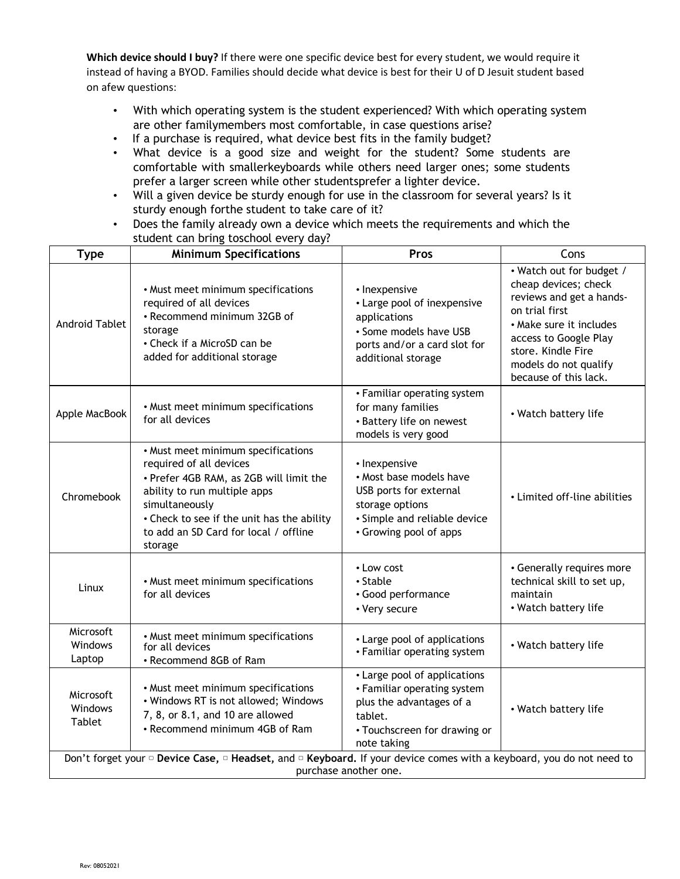**Which device should I buy?** If there were one specific device best for every student, we would require it instead of having a BYOD. Families should decide what device is best for their U of D Jesuit student based on afew questions:

- With which operating system is the student experienced? With which operating system are other familymembers most comfortable, in case questions arise?
- If a purchase is required, what device best fits in the family budget?
- What device is a good size and weight for the student? Some students are comfortable with smallerkeyboards while others need larger ones; some students prefer a larger screen while other studentsprefer a lighter device.
- Will a given device be sturdy enough for use in the classroom for several years? Is it sturdy enough forthe student to take care of it?
- Does the family already own a device which meets the requirements and which the student can bring toschool every day?

| Type | Minimum Specifications | Pros | Cons |
|---|---|---|---|
| Android Tablet | • Must meet minimum specifications required of all devices<br>• Recommend minimum 32GB of storage<br>• Check if a MicroSD can be added for additional storage | • Inexpensive<br>• Large pool of inexpensive applications<br>• Some models have USB ports and/or a card slot for additional storage | • Watch out for budget / cheap devices; check reviews and get a hands-on trial first<br>• Make sure it includes access to Google Play store. Kindle Fire models do not qualify because of this lack. |
| Apple MacBook | • Must meet minimum specifications for all devices | • Familiar operating system for many families<br>• Battery life on newest models is very good | • Watch battery life |
| Chromebook | • Must meet minimum specifications required of all devices<br>• Prefer 4GB RAM, as 2GB will limit the ability to run multiple apps simultaneously<br>• Check to see if the unit has the ability to add an SD Card for local / offline storage | • Inexpensive<br>• Most base models have USB ports for external storage options<br>• Simple and reliable device<br>• Growing pool of apps | • Limited off-line abilities |
| Linux | • Must meet minimum specifications for all devices | • Low cost<br>• Stable<br>• Good performance<br>• Very secure | • Generally requires more technical skill to set up, maintain<br>• Watch battery life |
| Microsoft Windows Laptop | • Must meet minimum specifications for all devices<br>• Recommend 8GB of Ram | • Large pool of applications<br>• Familiar operating system | • Watch battery life |
| Microsoft Windows Tablet | • Must meet minimum specifications<br>• Windows RT is not allowed; Windows 7, 8, or 8.1, and 10 are allowed<br>• Recommend minimum 4GB of Ram | • Large pool of applications<br>• Familiar operating system plus the advantages of a tablet.<br>• Touchscreen for drawing or note taking | • Watch battery life |
| Don't forget your ▫ **Device Case,** ▫ **Headset,** and ▫ **Keyboard.** If your device comes with a keyboard, you do not need to purchase another one. | | | |